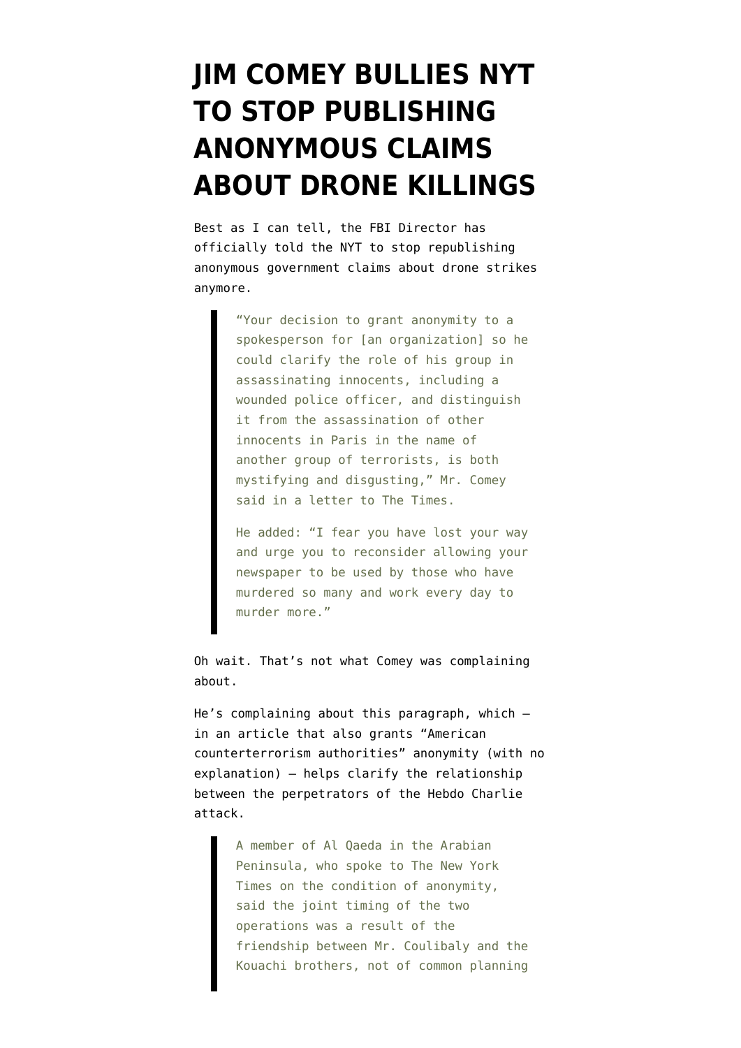# JIM COMEY BULLIES NYT TO STOP PUBLISHING ANONYMOUS CLAIMS ABOUT DRONE KILLINGS

Best as I can tell, the FBI Director has officially told the NYT to stop republishing anonymous government claims about drone strikes anymore.

> "Your decision to grant anonymity to a spokesperson for [an organization] so he could clarify the role of his group in assassinating innocents, including a wounded police officer, and distinguish it from the assassination of other innocents in Paris in the name of another group of terrorists, is both mystifying and disgusting," Mr. Comey said in a letter to The Times.
>
> He added: "I fear you have lost your way and urge you to reconsider allowing your newspaper to be used by those who have murdered so many and work every day to murder more."

Oh wait. That's not what Comey was complaining about.

He's complaining about this paragraph, which — in an article that also grants "American counterterrorism authorities" anonymity (with no explanation) — helps clarify the relationship between the perpetrators of the Hebdo Charlie attack.

> A member of Al Qaeda in the Arabian Peninsula, who spoke to The New York Times on the condition of anonymity, said the joint timing of the two operations was a result of the friendship between Mr. Coulibaly and the Kouachi brothers, not of common planning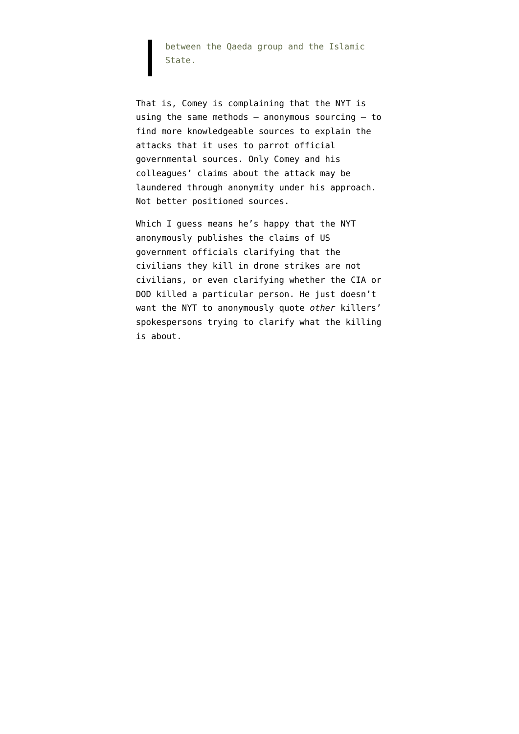> between the Qaeda group and the Islamic State.

That is, Comey is complaining that the NYT is using the same methods — anonymous sourcing — to find more knowledgeable sources to explain the attacks that it uses to parrot official governmental sources. Only Comey and his colleagues' claims about the attack may be laundered through anonymity under his approach. Not better positioned sources.

Which I guess means he's happy that the NYT anonymously publishes the claims of US government officials clarifying that the civilians they kill in drone strikes are not civilians, or even clarifying whether the CIA or DOD killed a particular person. He just doesn't want the NYT to anonymously quote *other* killers' spokespersons trying to clarify what the killing is about.